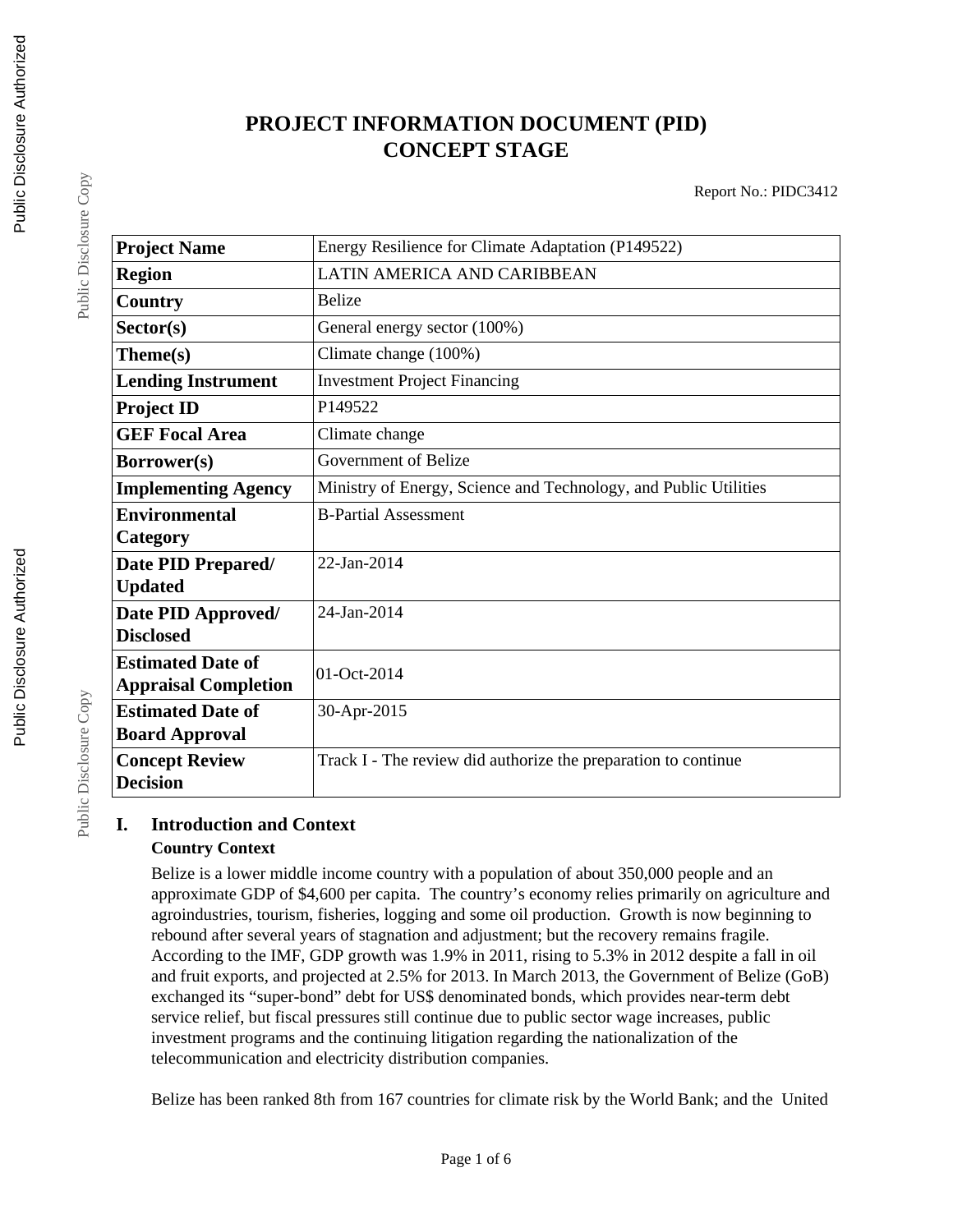# PROJECT INFORMATION DOCUMENT (PID)
# CONCEPT STAGE

Report No.: PIDC3412

| | |
|---|---|
| **Project Name** | Energy Resilience for Climate Adaptation (P149522) |
| **Region** | LATIN AMERICA AND CARIBBEAN |
| **Country** | Belize |
| **Sector(s)** | General energy sector (100%) |
| **Theme(s)** | Climate change (100%) |
| **Lending Instrument** | Investment Project Financing |
| **Project ID** | P149522 |
| **GEF Focal Area** | Climate change |
| **Borrower(s)** | Government of Belize |
| **Implementing Agency** | Ministry of Energy, Science and Technology, and Public Utilities |
| **Environmental Category** | B-Partial Assessment |
| **Date PID Prepared/ Updated** | 22-Jan-2014 |
| **Date PID Approved/ Disclosed** | 24-Jan-2014 |
| **Estimated Date of Appraisal Completion** | 01-Oct-2014 |
| **Estimated Date of Board Approval** | 30-Apr-2015 |
| **Concept Review Decision** | Track I - The review did authorize the preparation to continue |

## I. Introduction and Context

### Country Context

Belize is a lower middle income country with a population of about 350,000 people and an approximate GDP of $4,600 per capita. The country's economy relies primarily on agriculture and agroindustries, tourism, fisheries, logging and some oil production. Growth is now beginning to rebound after several years of stagnation and adjustment; but the recovery remains fragile. According to the IMF, GDP growth was 1.9% in 2011, rising to 5.3% in 2012 despite a fall in oil and fruit exports, and projected at 2.5% for 2013. In March 2013, the Government of Belize (GoB) exchanged its "super-bond" debt for US$ denominated bonds, which provides near-term debt service relief, but fiscal pressures still continue due to public sector wage increases, public investment programs and the continuing litigation regarding the nationalization of the telecommunication and electricity distribution companies.

Belize has been ranked 8th from 167 countries for climate risk by the World Bank; and the United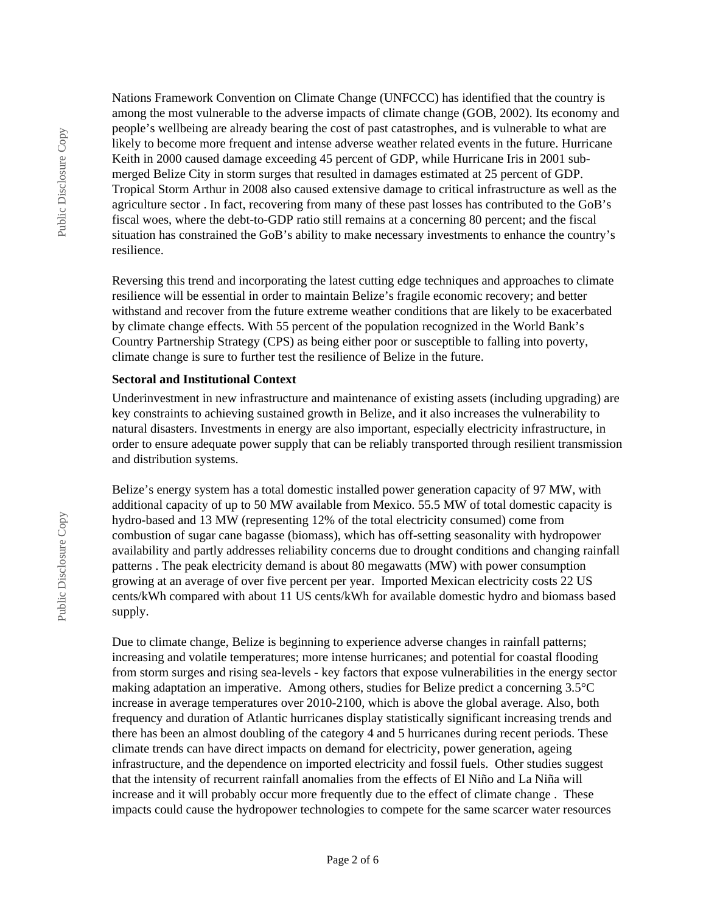Nations Framework Convention on Climate Change (UNFCCC) has identified that the country is among the most vulnerable to the adverse impacts of climate change (GOB, 2002). Its economy and people's wellbeing are already bearing the cost of past catastrophes, and is vulnerable to what are likely to become more frequent and intense adverse weather related events in the future. Hurricane Keith in 2000 caused damage exceeding 45 percent of GDP, while Hurricane Iris in 2001 sub-merged Belize City in storm surges that resulted in damages estimated at 25 percent of GDP. Tropical Storm Arthur in 2008 also caused extensive damage to critical infrastructure as well as the agriculture sector . In fact, recovering from many of these past losses has contributed to the GoB's fiscal woes, where the debt-to-GDP ratio still remains at a concerning 80 percent; and the fiscal situation has constrained the GoB's ability to make necessary investments to enhance the country's resilience.

Reversing this trend and incorporating the latest cutting edge techniques and approaches to climate resilience will be essential in order to maintain Belize's fragile economic recovery; and better withstand and recover from the future extreme weather conditions that are likely to be exacerbated by climate change effects. With 55 percent of the population recognized in the World Bank's Country Partnership Strategy (CPS) as being either poor or susceptible to falling into poverty, climate change is sure to further test the resilience of Belize in the future.

**Sectoral and Institutional Context**

Underinvestment in new infrastructure and maintenance of existing assets (including upgrading) are key constraints to achieving sustained growth in Belize, and it also increases the vulnerability to natural disasters. Investments in energy are also important, especially electricity infrastructure, in order to ensure adequate power supply that can be reliably transported through resilient transmission and distribution systems.

Belize's energy system has a total domestic installed power generation capacity of 97 MW, with additional capacity of up to 50 MW available from Mexico. 55.5 MW of total domestic capacity is hydro-based and 13 MW (representing 12% of the total electricity consumed) come from combustion of sugar cane bagasse (biomass), which has off-setting seasonality with hydropower availability and partly addresses reliability concerns due to drought conditions and changing rainfall patterns . The peak electricity demand is about 80 megawatts (MW) with power consumption growing at an average of over five percent per year. Imported Mexican electricity costs 22 US cents/kWh compared with about 11 US cents/kWh for available domestic hydro and biomass based supply.

Due to climate change, Belize is beginning to experience adverse changes in rainfall patterns; increasing and volatile temperatures; more intense hurricanes; and potential for coastal flooding from storm surges and rising sea-levels - key factors that expose vulnerabilities in the energy sector making adaptation an imperative. Among others, studies for Belize predict a concerning 3.5°C increase in average temperatures over 2010-2100, which is above the global average. Also, both frequency and duration of Atlantic hurricanes display statistically significant increasing trends and there has been an almost doubling of the category 4 and 5 hurricanes during recent periods. These climate trends can have direct impacts on demand for electricity, power generation, ageing infrastructure, and the dependence on imported electricity and fossil fuels. Other studies suggest that the intensity of recurrent rainfall anomalies from the effects of El Niño and La Niña will increase and it will probably occur more frequently due to the effect of climate change . These impacts could cause the hydropower technologies to compete for the same scarcer water resources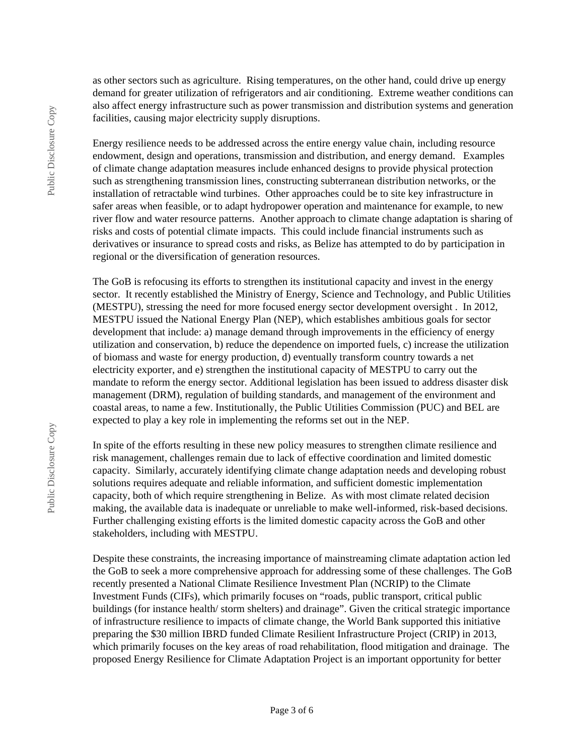as other sectors such as agriculture. Rising temperatures, on the other hand, could drive up energy demand for greater utilization of refrigerators and air conditioning. Extreme weather conditions can also affect energy infrastructure such as power transmission and distribution systems and generation facilities, causing major electricity supply disruptions.

Energy resilience needs to be addressed across the entire energy value chain, including resource endowment, design and operations, transmission and distribution, and energy demand. Examples of climate change adaptation measures include enhanced designs to provide physical protection such as strengthening transmission lines, constructing subterranean distribution networks, or the installation of retractable wind turbines. Other approaches could be to site key infrastructure in safer areas when feasible, or to adapt hydropower operation and maintenance for example, to new river flow and water resource patterns. Another approach to climate change adaptation is sharing of risks and costs of potential climate impacts. This could include financial instruments such as derivatives or insurance to spread costs and risks, as Belize has attempted to do by participation in regional or the diversification of generation resources.

The GoB is refocusing its efforts to strengthen its institutional capacity and invest in the energy sector. It recently established the Ministry of Energy, Science and Technology, and Public Utilities (MESTPU), stressing the need for more focused energy sector development oversight . In 2012, MESTPU issued the National Energy Plan (NEP), which establishes ambitious goals for sector development that include: a) manage demand through improvements in the efficiency of energy utilization and conservation, b) reduce the dependence on imported fuels, c) increase the utilization of biomass and waste for energy production, d) eventually transform country towards a net electricity exporter, and e) strengthen the institutional capacity of MESTPU to carry out the mandate to reform the energy sector. Additional legislation has been issued to address disaster disk management (DRM), regulation of building standards, and management of the environment and coastal areas, to name a few. Institutionally, the Public Utilities Commission (PUC) and BEL are expected to play a key role in implementing the reforms set out in the NEP.

In spite of the efforts resulting in these new policy measures to strengthen climate resilience and risk management, challenges remain due to lack of effective coordination and limited domestic capacity. Similarly, accurately identifying climate change adaptation needs and developing robust solutions requires adequate and reliable information, and sufficient domestic implementation capacity, both of which require strengthening in Belize. As with most climate related decision making, the available data is inadequate or unreliable to make well-informed, risk-based decisions. Further challenging existing efforts is the limited domestic capacity across the GoB and other stakeholders, including with MESTPU.

Despite these constraints, the increasing importance of mainstreaming climate adaptation action led the GoB to seek a more comprehensive approach for addressing some of these challenges. The GoB recently presented a National Climate Resilience Investment Plan (NCRIP) to the Climate Investment Funds (CIFs), which primarily focuses on "roads, public transport, critical public buildings (for instance health/ storm shelters) and drainage". Given the critical strategic importance of infrastructure resilience to impacts of climate change, the World Bank supported this initiative preparing the $30 million IBRD funded Climate Resilient Infrastructure Project (CRIP) in 2013, which primarily focuses on the key areas of road rehabilitation, flood mitigation and drainage. The proposed Energy Resilience for Climate Adaptation Project is an important opportunity for better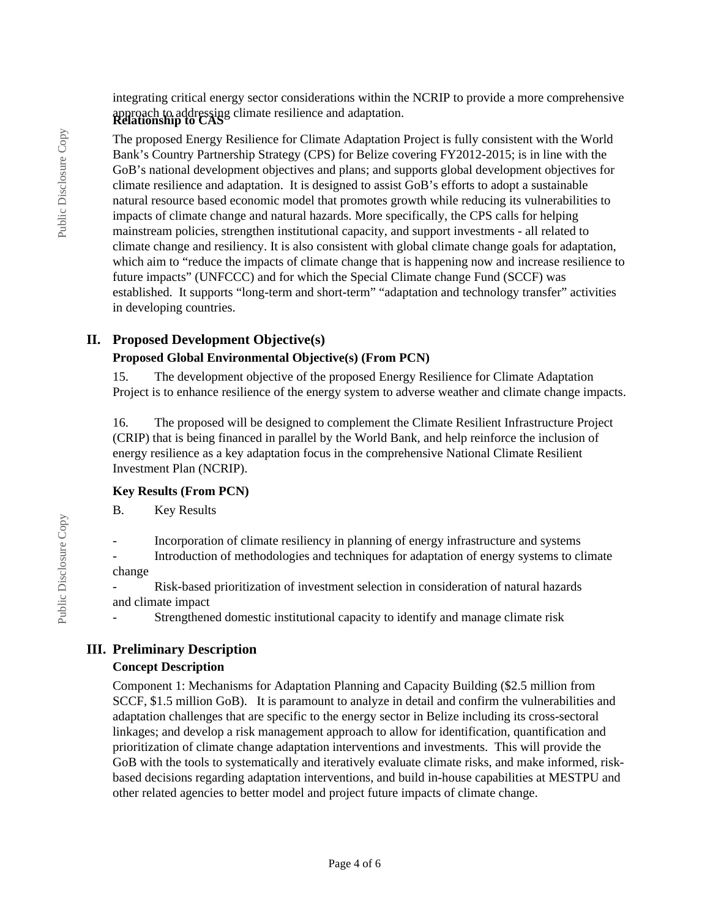integrating critical energy sector considerations within the NCRIP to provide a more comprehensive approach to addressing climate resilience and adaptation.

**Relationship to CAS**

The proposed Energy Resilience for Climate Adaptation Project is fully consistent with the World Bank's Country Partnership Strategy (CPS) for Belize covering FY2012-2015; is in line with the GoB's national development objectives and plans; and supports global development objectives for climate resilience and adaptation. It is designed to assist GoB's efforts to adopt a sustainable natural resource based economic model that promotes growth while reducing its vulnerabilities to impacts of climate change and natural hazards. More specifically, the CPS calls for helping mainstream policies, strengthen institutional capacity, and support investments - all related to climate change and resiliency. It is also consistent with global climate change goals for adaptation, which aim to "reduce the impacts of climate change that is happening now and increase resilience to future impacts" (UNFCCC) and for which the Special Climate change Fund (SCCF) was established. It supports "long-term and short-term" "adaptation and technology transfer" activities in developing countries.

## II. Proposed Development Objective(s)

### Proposed Global Environmental Objective(s) (From PCN)

15. The development objective of the proposed Energy Resilience for Climate Adaptation Project is to enhance resilience of the energy system to adverse weather and climate change impacts.

16. The proposed will be designed to complement the Climate Resilient Infrastructure Project (CRIP) that is being financed in parallel by the World Bank, and help reinforce the inclusion of energy resilience as a key adaptation focus in the comprehensive National Climate Resilient Investment Plan (NCRIP).

### Key Results (From PCN)

B. Key Results

- Incorporation of climate resiliency in planning of energy infrastructure and systems
- Introduction of methodologies and techniques for adaptation of energy systems to climate change
- Risk-based prioritization of investment selection in consideration of natural hazards and climate impact
- Strengthened domestic institutional capacity to identify and manage climate risk

## III. Preliminary Description

### Concept Description

Component 1: Mechanisms for Adaptation Planning and Capacity Building ($2.5 million from SCCF, $1.5 million GoB). It is paramount to analyze in detail and confirm the vulnerabilities and adaptation challenges that are specific to the energy sector in Belize including its cross-sectoral linkages; and develop a risk management approach to allow for identification, quantification and prioritization of climate change adaptation interventions and investments. This will provide the GoB with the tools to systematically and iteratively evaluate climate risks, and make informed, risk-based decisions regarding adaptation interventions, and build in-house capabilities at MESTPU and other related agencies to better model and project future impacts of climate change.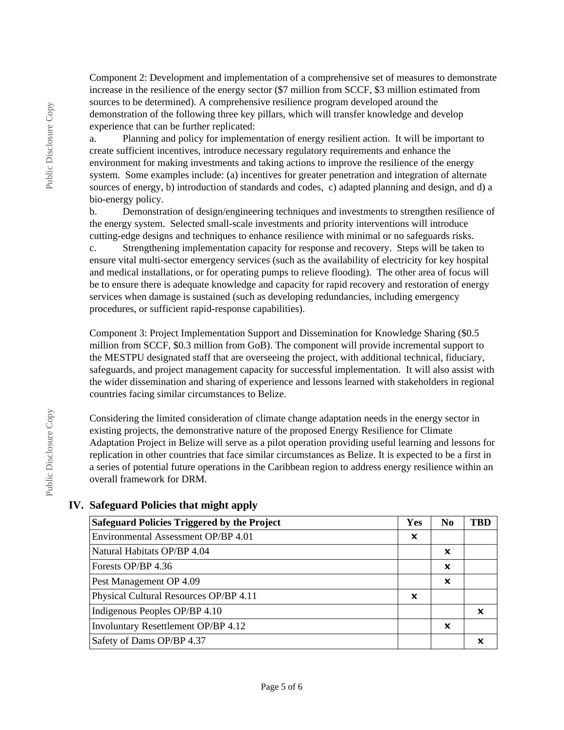Component 2: Development and implementation of a comprehensive set of measures to demonstrate increase in the resilience of the energy sector ($7 million from SCCF, $3 million estimated from sources to be determined). A comprehensive resilience program developed around the demonstration of the following three key pillars, which will transfer knowledge and develop experience that can be further replicated:

a. Planning and policy for implementation of energy resilient action. It will be important to create sufficient incentives, introduce necessary regulatory requirements and enhance the environment for making investments and taking actions to improve the resilience of the energy system. Some examples include: (a) incentives for greater penetration and integration of alternate sources of energy, b) introduction of standards and codes, c) adapted planning and design, and d) a bio-energy policy.

b. Demonstration of design/engineering techniques and investments to strengthen resilience of the energy system. Selected small-scale investments and priority interventions will introduce cutting-edge designs and techniques to enhance resilience with minimal or no safeguards risks.

c. Strengthening implementation capacity for response and recovery. Steps will be taken to ensure vital multi-sector emergency services (such as the availability of electricity for key hospital and medical installations, or for operating pumps to relieve flooding). The other area of focus will be to ensure there is adequate knowledge and capacity for rapid recovery and restoration of energy services when damage is sustained (such as developing redundancies, including emergency procedures, or sufficient rapid-response capabilities).

Component 3: Project Implementation Support and Dissemination for Knowledge Sharing ($0.5 million from SCCF, $0.3 million from GoB). The component will provide incremental support to the MESTPU designated staff that are overseeing the project, with additional technical, fiduciary, safeguards, and project management capacity for successful implementation. It will also assist with the wider dissemination and sharing of experience and lessons learned with stakeholders in regional countries facing similar circumstances to Belize.

Considering the limited consideration of climate change adaptation needs in the energy sector in existing projects, the demonstrative nature of the proposed Energy Resilience for Climate Adaptation Project in Belize will serve as a pilot operation providing useful learning and lessons for replication in other countries that face similar circumstances as Belize. It is expected to be a first in a series of potential future operations in the Caribbean region to address energy resilience within an overall framework for DRM.

## IV. Safeguard Policies that might apply

| Safeguard Policies Triggered by the Project | Yes | No | TBD |
|---|---|---|---|
| Environmental Assessment OP/BP 4.01 | ✕ | | |
| Natural Habitats OP/BP 4.04 | | ✕ | |
| Forests OP/BP 4.36 | | ✕ | |
| Pest Management OP 4.09 | | ✕ | |
| Physical Cultural Resources OP/BP 4.11 | ✕ | | |
| Indigenous Peoples OP/BP 4.10 | | | ✕ |
| Involuntary Resettlement OP/BP 4.12 | | ✕ | |
| Safety of Dams OP/BP 4.37 | | | ✕ |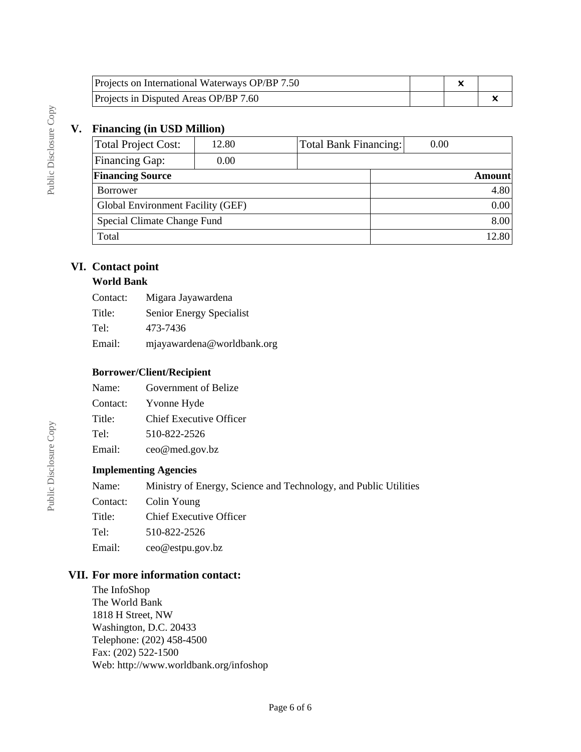| | | | |
|---|---|---|---|
| Projects on International Waterways OP/BP 7.50 | | x | |
| Projects in Disputed Areas OP/BP 7.60 | | | x |

## V. Financing (in USD Million)

| | | | |
|---|---|---|---|
| Total Project Cost: | 12.80 | Total Bank Financing: | 0.00 |
| Financing Gap: | 0.00 | | |

| Financing Source | Amount |
|---|---|
| Borrower | 4.80 |
| Global Environment Facility (GEF) | 0.00 |
| Special Climate Change Fund | 8.00 |
| Total | 12.80 |

## VI. Contact point

### World Bank

Contact: Migara Jayawardena
Title: Senior Energy Specialist
Tel: 473-7436
Email: mjayawardena@worldbank.org

### Borrower/Client/Recipient

Name: Government of Belize
Contact: Yvonne Hyde
Title: Chief Executive Officer
Tel: 510-822-2526
Email: ceo@med.gov.bz

### Implementing Agencies

Name: Ministry of Energy, Science and Technology, and Public Utilities
Contact: Colin Young
Title: Chief Executive Officer
Tel: 510-822-2526
Email: ceo@estpu.gov.bz

## VII. For more information contact:

The InfoShop
The World Bank
1818 H Street, NW
Washington, D.C. 20433
Telephone: (202) 458-4500
Fax: (202) 522-1500
Web: http://www.worldbank.org/infoshop